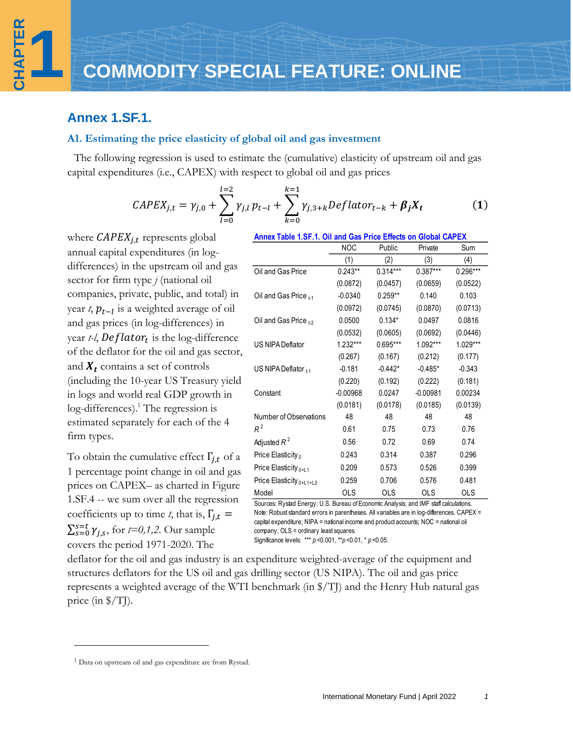# CHAPTER 1 COMMODITY SPECIAL FEATURE: ONLINE

## Annex 1.SF.1.

### A1. Estimating the price elasticity of global oil and gas investment

The following regression is used to estimate the (cumulative) elasticity of upstream oil and gas capital expenditures (i.e., CAPEX) with respect to global oil and gas prices

$$CAPEX_{j,t} = \gamma_{j,0} + \sum_{l=0}^{l=2} \gamma_{j,l}\, p_{t-l} + \sum_{k=0}^{k=1} \gamma_{j,3+k} Deflator_{t-k} + \boldsymbol{\beta_j X_t} \qquad \textbf{(1)}$$

where $CAPEX_{j,t}$ represents global annual capital expenditures (in log-differences) in the upstream oil and gas sector for firm type *j* (national oil companies, private, public, and total) in year *t*, $p_{t-l}$ is a weighted average of oil and gas prices (in log-differences) in year *t-l*, $Deflator_t$ is the log-difference of the deflator for the oil and gas sector, and $\boldsymbol{X_t}$ contains a set of controls (including the 10-year US Treasury yield in logs and world real GDP growth in log-differences).[1] The regression is estimated separately for each of the 4 firm types.

To obtain the cumulative effect $\Gamma_{j,t}$ of a 1 percentage point change in oil and gas prices on CAPEX– as charted in Figure 1.SF.4 -- we sum over all the regression coefficients up to time *t*, that is, $\Gamma_{j,t} = \sum_{s=0}^{s=t} \gamma_{j,s}$, for *t=0,1,2*. Our sample covers the period 1971-2020. The deflator for the oil and gas industry is an expenditure weighted-average of the equipment and structures deflators for the US oil and gas drilling sector (US NIPA). The oil and gas price represents a weighted average of the WTI benchmark (in \$/TJ) and the Henry Hub natural gas price (in \$/TJ).

**Annex Table 1.SF.1. Oil and Gas Price Effects on Global CAPEX**

| | NOC | Public | Private | Sum |
|---|---|---|---|---|
| | (1) | (2) | (3) | (4) |
| Oil and Gas Price | 0.243** | 0.314*** | 0.387*** | 0.296*** |
| | (0.0872) | (0.0457) | (0.0659) | (0.0522) |
| Oil and Gas Price $_{t-1}$ | -0.0340 | 0.259** | 0.140 | 0.103 |
| | (0.0972) | (0.0745) | (0.0870) | (0.0713) |
| Oil and Gas Price $_{t-2}$ | 0.0500 | 0.134* | 0.0497 | 0.0816 |
| | (0.0532) | (0.0605) | (0.0692) | (0.0446) |
| US NIPA Deflator | 1.232*** | 0.695*** | 1.092*** | 1.029*** |
| | (0.267) | (0.167) | (0.212) | (0.177) |
| US NIPA Deflator $_{t-1}$ | -0.181 | -0.442* | -0.485* | -0.343 |
| | (0.220) | (0.192) | (0.222) | (0.181) |
| Constant | -0.00968 | 0.0247 | -0.00981 | 0.00234 |
| | (0.0181) | (0.0178) | (0.0185) | (0.0139) |
| Number of Observations | 48 | 48 | 48 | 48 |
| $R^2$ | 0.61 | 0.75 | 0.73 | 0.76 |
| Adjusted $R^2$ | 0.56 | 0.72 | 0.69 | 0.74 |
| Price Elasticity $_0$ | 0.243 | 0.314 | 0.387 | 0.296 |
| Price Elasticity $_{0+L1}$ | 0.209 | 0.573 | 0.526 | 0.399 |
| Price Elasticity $_{0+L1+L2}$ | 0.259 | 0.706 | 0.576 | 0.481 |
| Model | OLS | OLS | OLS | OLS |

Sources: Rystad Energy; U.S. Bureau of Economic Analysis; and IMF staff calculations.
Note: Robust standard errors in parentheses. All variables are in log-differences. CAPEX = capital expenditure; NIPA = national income and product accounts; NOC = national oil company; OLS = ordinary least squares.
Significance levels: *** $p$ <0.001, ** $p$ <0.01, * $p$ <0.05.

[1] Data on upstream oil and gas expenditure are from Rystad.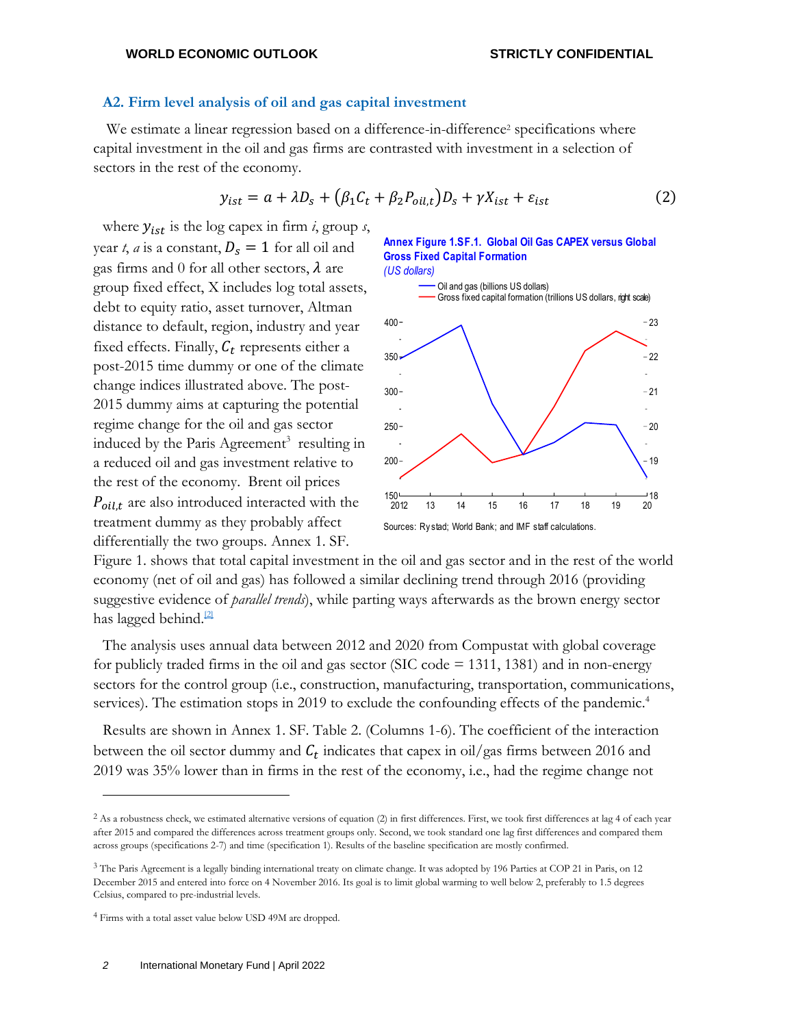### A2. Firm level analysis of oil and gas capital investment

We estimate a linear regression based on a difference-in-difference[2] specifications where capital investment in the oil and gas firms are contrasted with investment in a selection of sectors in the rest of the economy.

$$y_{ist} = a + \lambda D_s + (\beta_1 C_t + \beta_2 P_{oil,t}) D_s + \gamma X_{ist} + \varepsilon_{ist} \tag{2}$$

where $y_{ist}$ is the log capex in firm *i*, group *s*, year *t*, *a* is a constant, $D_s = 1$ for all oil and gas firms and 0 for all other sectors, $\lambda$ are group fixed effect, X includes log total assets, debt to equity ratio, asset turnover, Altman distance to default, region, industry and year fixed effects. Finally, $C_t$ represents either a post-2015 time dummy or one of the climate change indices illustrated above. The post-2015 dummy aims at capturing the potential regime change for the oil and gas sector induced by the Paris Agreement[3] resulting in a reduced oil and gas investment relative to the rest of the economy. Brent oil prices $P_{oil,t}$ are also introduced interacted with the treatment dummy as they probably affect differentially the two groups. Annex 1. SF. Figure 1. shows that total capital investment in the oil and gas sector and in the rest of the world economy (net of oil and gas) has followed a similar declining trend through 2016 (providing suggestive evidence of *parallel trends*), while parting ways afterwards as the brown energy sector has lagged behind.[2]

**Annex Figure 1.SF.1. Global Oil Gas CAPEX versus Global Gross Fixed Capital Formation**
*(US dollars)*

Oil and gas (billions US dollars)
Gross fixed capital formation (trillions US dollars, right scale)

400, 350, 300, 250, 200, 150
23, 22, 21, 20, 19, 18
2012, 13, 14, 15, 16, 17, 18, 19, 20

Sources: Rystad; World Bank; and IMF staff calculations.

The analysis uses annual data between 2012 and 2020 from Compustat with global coverage for publicly traded firms in the oil and gas sector (SIC code = 1311, 1381) and in non-energy sectors for the control group (i.e., construction, manufacturing, transportation, communications, services). The estimation stops in 2019 to exclude the confounding effects of the pandemic.[4]

Results are shown in Annex 1. SF. Table 2. (Columns 1-6). The coefficient of the interaction between the oil sector dummy and $C_t$ indicates that capex in oil/gas firms between 2016 and 2019 was 35% lower than in firms in the rest of the economy, i.e., had the regime change not

---

[2] As a robustness check, we estimated alternative versions of equation (2) in first differences. First, we took first differences at lag 4 of each year after 2015 and compared the differences across treatment groups only. Second, we took standard one lag first differences and compared them across groups (specifications 2-7) and time (specification 1). Results of the baseline specification are mostly confirmed.

[3] The Paris Agreement is a legally binding international treaty on climate change. It was adopted by 196 Parties at COP 21 in Paris, on 12 December 2015 and entered into force on 4 November 2016. Its goal is to limit global warming to well below 2, preferably to 1.5 degrees Celsius, compared to pre-industrial levels.

[4] Firms with a total asset value below USD 49M are dropped.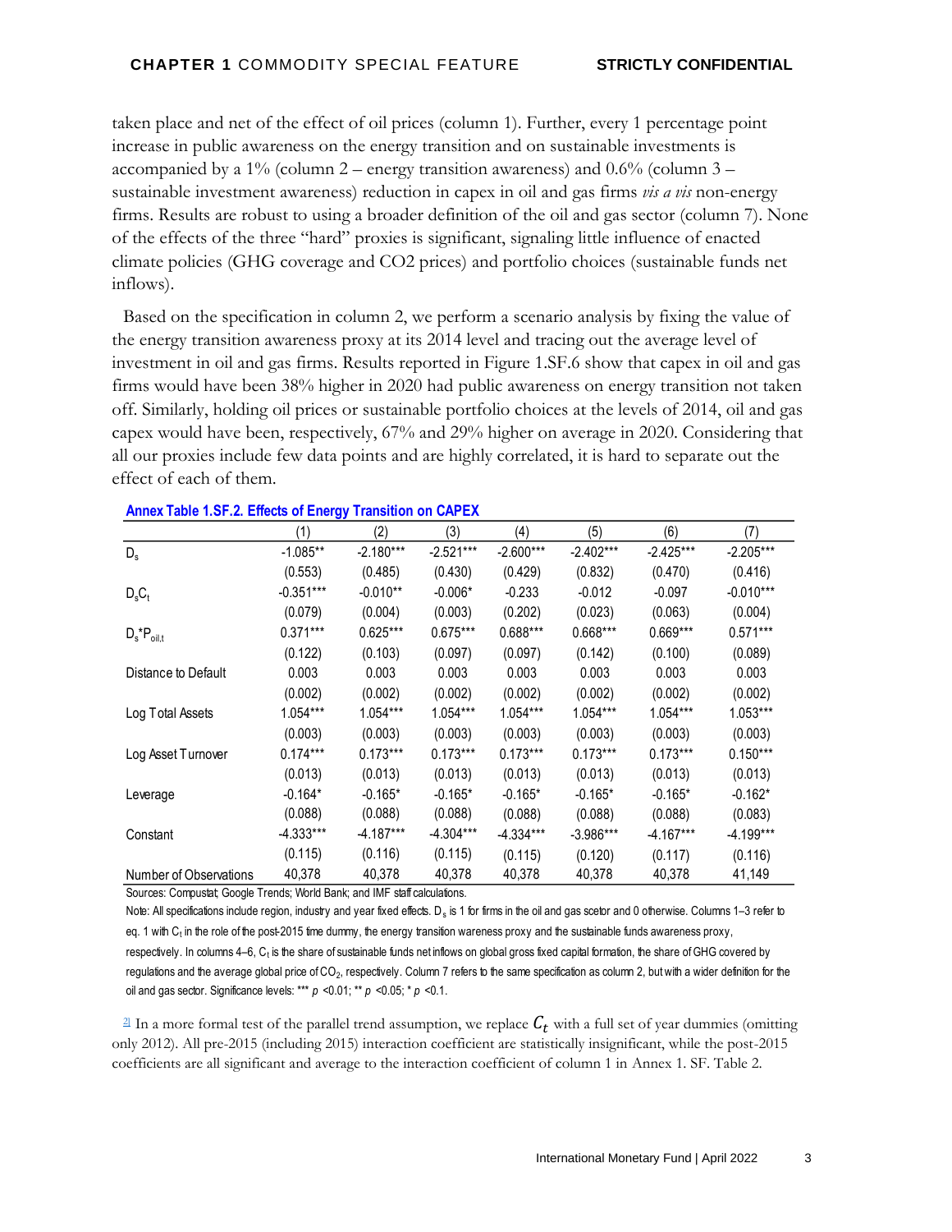taken place and net of the effect of oil prices (column 1). Further, every 1 percentage point increase in public awareness on the energy transition and on sustainable investments is accompanied by a 1% (column 2 – energy transition awareness) and 0.6% (column 3 – sustainable investment awareness) reduction in capex in oil and gas firms *vis a vis* non-energy firms. Results are robust to using a broader definition of the oil and gas sector (column 7). None of the effects of the three "hard" proxies is significant, signaling little influence of enacted climate policies (GHG coverage and CO2 prices) and portfolio choices (sustainable funds net inflows).

Based on the specification in column 2, we perform a scenario analysis by fixing the value of the energy transition awareness proxy at its 2014 level and tracing out the average level of investment in oil and gas firms. Results reported in Figure 1.SF.6 show that capex in oil and gas firms would have been 38% higher in 2020 had public awareness on energy transition not taken off. Similarly, holding oil prices or sustainable portfolio choices at the levels of 2014, oil and gas capex would have been, respectively, 67% and 29% higher on average in 2020. Considering that all our proxies include few data points and are highly correlated, it is hard to separate out the effect of each of them.

**Annex Table 1.SF.2. Effects of Energy Transition on CAPEX**

| | (1) | (2) | (3) | (4) | (5) | (6) | (7) |
|---|---|---|---|---|---|---|---|
| $D_s$ | -1.085** | -2.180*** | -2.521*** | -2.600*** | -2.402*** | -2.425*** | -2.205*** |
| | (0.553) | (0.485) | (0.430) | (0.429) | (0.832) | (0.470) | (0.416) |
| $D_sC_t$ | -0.351*** | -0.010** | -0.006* | -0.233 | -0.012 | -0.097 | -0.010*** |
| | (0.079) | (0.004) | (0.003) | (0.202) | (0.023) | (0.063) | (0.004) |
| $D_s{*}P_{oil,t}$ | 0.371*** | 0.625*** | 0.675*** | 0.688*** | 0.668*** | 0.669*** | 0.571*** |
| | (0.122) | (0.103) | (0.097) | (0.097) | (0.142) | (0.100) | (0.089) |
| Distance to Default | 0.003 | 0.003 | 0.003 | 0.003 | 0.003 | 0.003 | 0.003 |
| | (0.002) | (0.002) | (0.002) | (0.002) | (0.002) | (0.002) | (0.002) |
| Log Total Assets | 1.054*** | 1.054*** | 1.054*** | 1.054*** | 1.054*** | 1.054*** | 1.053*** |
| | (0.003) | (0.003) | (0.003) | (0.003) | (0.003) | (0.003) | (0.003) |
| Log Asset Turnover | 0.174*** | 0.173*** | 0.173*** | 0.173*** | 0.173*** | 0.173*** | 0.150*** |
| | (0.013) | (0.013) | (0.013) | (0.013) | (0.013) | (0.013) | (0.013) |
| Leverage | -0.164* | -0.165* | -0.165* | -0.165* | -0.165* | -0.165* | -0.162* |
| | (0.088) | (0.088) | (0.088) | (0.088) | (0.088) | (0.088) | (0.083) |
| Constant | -4.333*** | -4.187*** | -4.304*** | -4.334*** | -3.986*** | -4.167*** | -4.199*** |
| | (0.115) | (0.116) | (0.115) | (0.115) | (0.120) | (0.117) | (0.116) |
| Number of Observations | 40,378 | 40,378 | 40,378 | 40,378 | 40,378 | 40,378 | 41,149 |

Sources: Compustat; Google Trends; World Bank; and IMF staff calculations.

Note: All specifications include region, industry and year fixed effects. $D_s$ is 1 for firms in the oil and gas scetor and 0 otherwise. Columns 1–3 refer to eq. 1 with $C_t$ in the role of the post-2015 time dummy, the energy transition wareness proxy and the sustainable funds awareness proxy, respectively. In columns 4–6, $C_t$ is the share of sustainable funds net inflows on global gross fixed capital formation, the share of GHG covered by regulations and the average global price of $CO_2$, respectively. Column 7 refers to the same specification as column 2, but with a wider definition for the oil and gas sector. Significance levels: *** $p$ <0.01; ** $p$ <0.05; * $p$ <0.1.

[2] In a more formal test of the parallel trend assumption, we replace $C_t$ with a full set of year dummies (omitting only 2012). All pre-2015 (including 2015) interaction coefficient are statistically insignificant, while the post-2015 coefficients are all significant and average to the interaction coefficient of column 1 in Annex 1. SF. Table 2.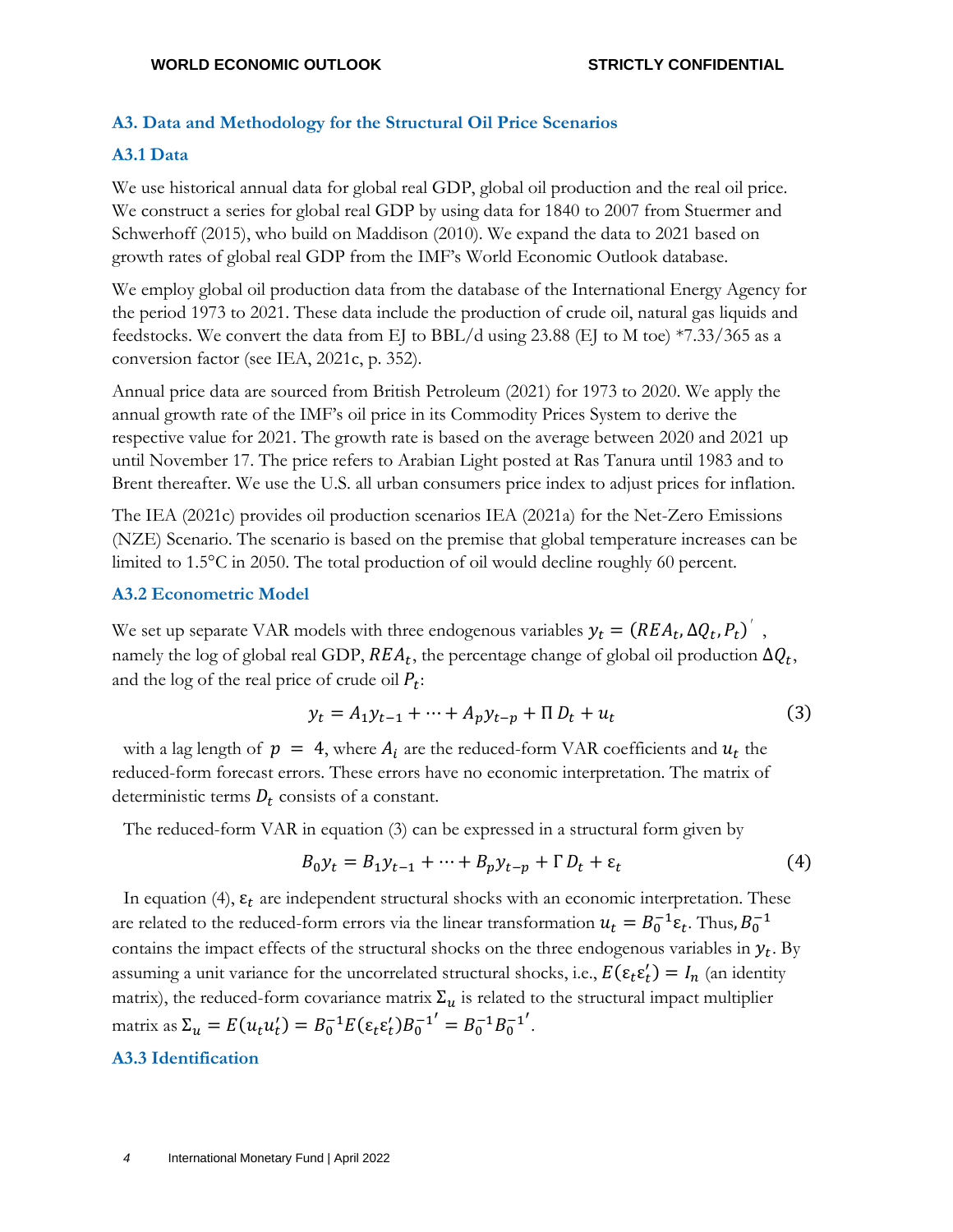## A3. Data and Methodology for the Structural Oil Price Scenarios

### A3.1 Data

We use historical annual data for global real GDP, global oil production and the real oil price. We construct a series for global real GDP by using data for 1840 to 2007 from Stuermer and Schwerhoff (2015), who build on Maddison (2010). We expand the data to 2021 based on growth rates of global real GDP from the IMF's World Economic Outlook database.

We employ global oil production data from the database of the International Energy Agency for the period 1973 to 2021. These data include the production of crude oil, natural gas liquids and feedstocks. We convert the data from EJ to BBL/d using 23.88 (EJ to M toe) *7.33/365 as a conversion factor (see IEA, 2021c, p. 352).

Annual price data are sourced from British Petroleum (2021) for 1973 to 2020. We apply the annual growth rate of the IMF's oil price in its Commodity Prices System to derive the respective value for 2021. The growth rate is based on the average between 2020 and 2021 up until November 17. The price refers to Arabian Light posted at Ras Tanura until 1983 and to Brent thereafter. We use the U.S. all urban consumers price index to adjust prices for inflation.

The IEA (2021c) provides oil production scenarios IEA (2021a) for the Net-Zero Emissions (NZE) Scenario. The scenario is based on the premise that global temperature increases can be limited to 1.5°C in 2050. The total production of oil would decline roughly 60 percent.

### A3.2 Econometric Model

We set up separate VAR models with three endogenous variables $y_t = (REA_t, \Delta Q_t, P_t)'$, namely the log of global real GDP, $REA_t$, the percentage change of global oil production $\Delta Q_t$, and the log of the real price of crude oil $P_t$:

$$y_t = A_1 y_{t-1} + \cdots + A_p y_{t-p} + \Pi D_t + u_t \tag{3}$$

with a lag length of $p = 4$, where $A_i$ are the reduced-form VAR coefficients and $u_t$ the reduced-form forecast errors. These errors have no economic interpretation. The matrix of deterministic terms $D_t$ consists of a constant.

The reduced-form VAR in equation (3) can be expressed in a structural form given by

$$B_0 y_t = B_1 y_{t-1} + \cdots + B_p y_{t-p} + \Gamma D_t + \varepsilon_t \tag{4}$$

In equation (4), $\varepsilon_t$ are independent structural shocks with an economic interpretation. These are related to the reduced-form errors via the linear transformation $u_t = B_0^{-1}\varepsilon_t$. Thus, $B_0^{-1}$ contains the impact effects of the structural shocks on the three endogenous variables in $y_t$. By assuming a unit variance for the uncorrelated structural shocks, i.e., $E(\varepsilon_t \varepsilon_t') = I_n$ (an identity matrix), the reduced-form covariance matrix $\Sigma_u$ is related to the structural impact multiplier matrix as $\Sigma_u = E(u_t u_t') = B_0^{-1} E(\varepsilon_t \varepsilon_t') B_0^{-1'} = B_0^{-1} B_0^{-1'}$.

### A3.3 Identification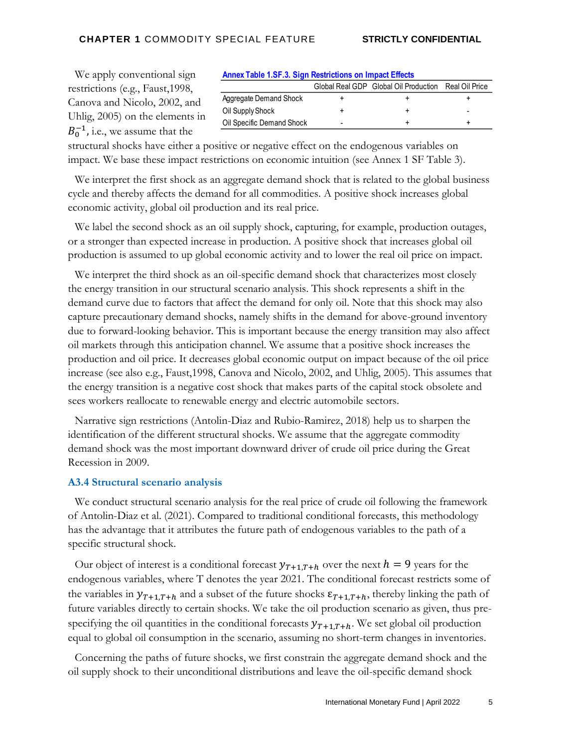We apply conventional sign restrictions (e.g., Faust,1998, Canova and Nicolo, 2002, and Uhlig, 2005) on the elements in $B_0^{-1}$, i.e., we assume that the structural shocks have either a positive or negative effect on the endogenous variables on impact. We base these impact restrictions on economic intuition (see Annex 1 SF Table 3).

**Annex Table 1.SF.3. Sign Restrictions on Impact Effects**

| | Global Real GDP | Global Oil Production | Real Oil Price |
|---|---|---|---|
| Aggregate Demand Shock | + | + | + |
| Oil Supply Shock | + | + | - |
| Oil Specific Demand Shock | - | + | + |

We interpret the first shock as an aggregate demand shock that is related to the global business cycle and thereby affects the demand for all commodities. A positive shock increases global economic activity, global oil production and its real price.

We label the second shock as an oil supply shock, capturing, for example, production outages, or a stronger than expected increase in production. A positive shock that increases global oil production is assumed to up global economic activity and to lower the real oil price on impact.

We interpret the third shock as an oil-specific demand shock that characterizes most closely the energy transition in our structural scenario analysis. This shock represents a shift in the demand curve due to factors that affect the demand for only oil. Note that this shock may also capture precautionary demand shocks, namely shifts in the demand for above-ground inventory due to forward-looking behavior. This is important because the energy transition may also affect oil markets through this anticipation channel. We assume that a positive shock increases the production and oil price. It decreases global economic output on impact because of the oil price increase (see also e.g., Faust,1998, Canova and Nicolo, 2002, and Uhlig, 2005). This assumes that the energy transition is a negative cost shock that makes parts of the capital stock obsolete and sees workers reallocate to renewable energy and electric automobile sectors.

Narrative sign restrictions (Antolin-Diaz and Rubio-Ramirez, 2018) help us to sharpen the identification of the different structural shocks. We assume that the aggregate commodity demand shock was the most important downward driver of crude oil price during the Great Recession in 2009.

### A3.4 Structural scenario analysis

We conduct structural scenario analysis for the real price of crude oil following the framework of Antolin-Diaz et al. (2021). Compared to traditional conditional forecasts, this methodology has the advantage that it attributes the future path of endogenous variables to the path of a specific structural shock.

Our object of interest is a conditional forecast $y_{T+1,T+h}$ over the next $h = 9$ years for the endogenous variables, where T denotes the year 2021. The conditional forecast restricts some of the variables in $y_{T+1,T+h}$ and a subset of the future shocks $\varepsilon_{T+1,T+h}$, thereby linking the path of future variables directly to certain shocks. We take the oil production scenario as given, thus pre-specifying the oil quantities in the conditional forecasts $y_{T+1,T+h}$. We set global oil production equal to global oil consumption in the scenario, assuming no short-term changes in inventories.

Concerning the paths of future shocks, we first constrain the aggregate demand shock and the oil supply shock to their unconditional distributions and leave the oil-specific demand shock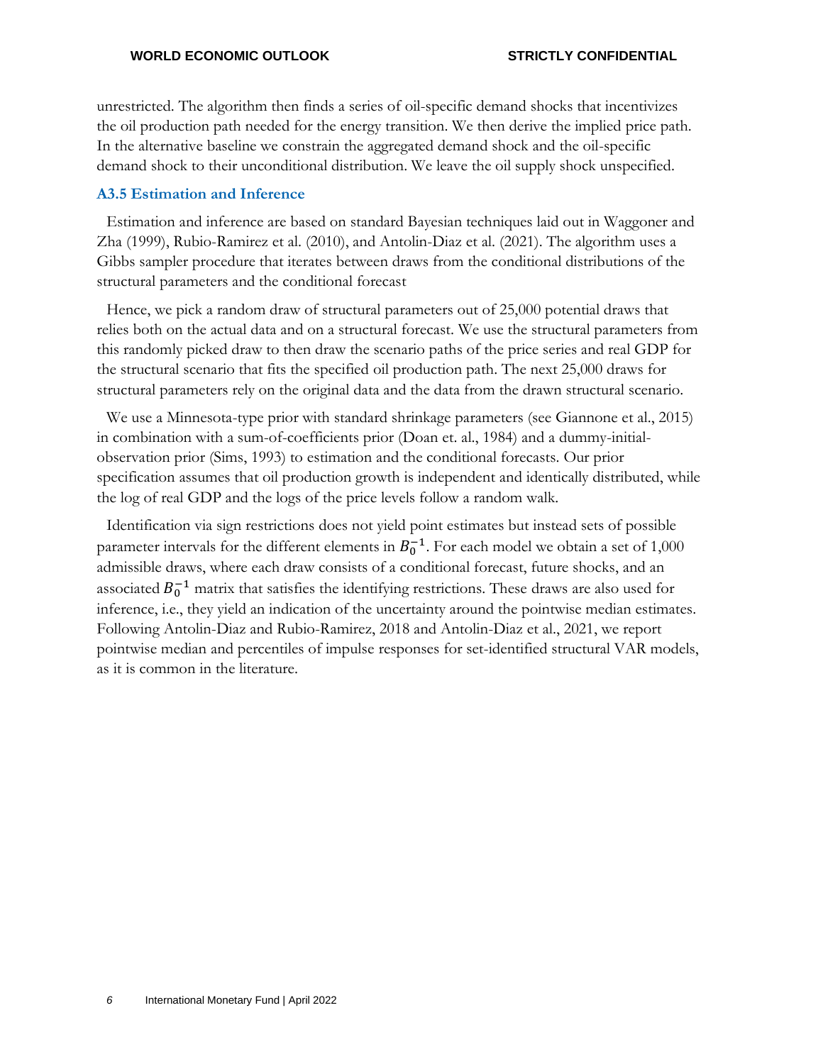unrestricted. The algorithm then finds a series of oil-specific demand shocks that incentivizes the oil production path needed for the energy transition. We then derive the implied price path. In the alternative baseline we constrain the aggregated demand shock and the oil-specific demand shock to their unconditional distribution. We leave the oil supply shock unspecified.

### A3.5 Estimation and Inference

Estimation and inference are based on standard Bayesian techniques laid out in Waggoner and Zha (1999), Rubio-Ramirez et al. (2010), and Antolin-Diaz et al. (2021). The algorithm uses a Gibbs sampler procedure that iterates between draws from the conditional distributions of the structural parameters and the conditional forecast

Hence, we pick a random draw of structural parameters out of 25,000 potential draws that relies both on the actual data and on a structural forecast. We use the structural parameters from this randomly picked draw to then draw the scenario paths of the price series and real GDP for the structural scenario that fits the specified oil production path. The next 25,000 draws for structural parameters rely on the original data and the data from the drawn structural scenario.

We use a Minnesota-type prior with standard shrinkage parameters (see Giannone et al., 2015) in combination with a sum-of-coefficients prior (Doan et. al., 1984) and a dummy-initial-observation prior (Sims, 1993) to estimation and the conditional forecasts. Our prior specification assumes that oil production growth is independent and identically distributed, while the log of real GDP and the logs of the price levels follow a random walk.

Identification via sign restrictions does not yield point estimates but instead sets of possible parameter intervals for the different elements in $B_0^{-1}$. For each model we obtain a set of 1,000 admissible draws, where each draw consists of a conditional forecast, future shocks, and an associated $B_0^{-1}$ matrix that satisfies the identifying restrictions. These draws are also used for inference, i.e., they yield an indication of the uncertainty around the pointwise median estimates. Following Antolin-Diaz and Rubio-Ramirez, 2018 and Antolin-Diaz et al., 2021, we report pointwise median and percentiles of impulse responses for set-identified structural VAR models, as it is common in the literature.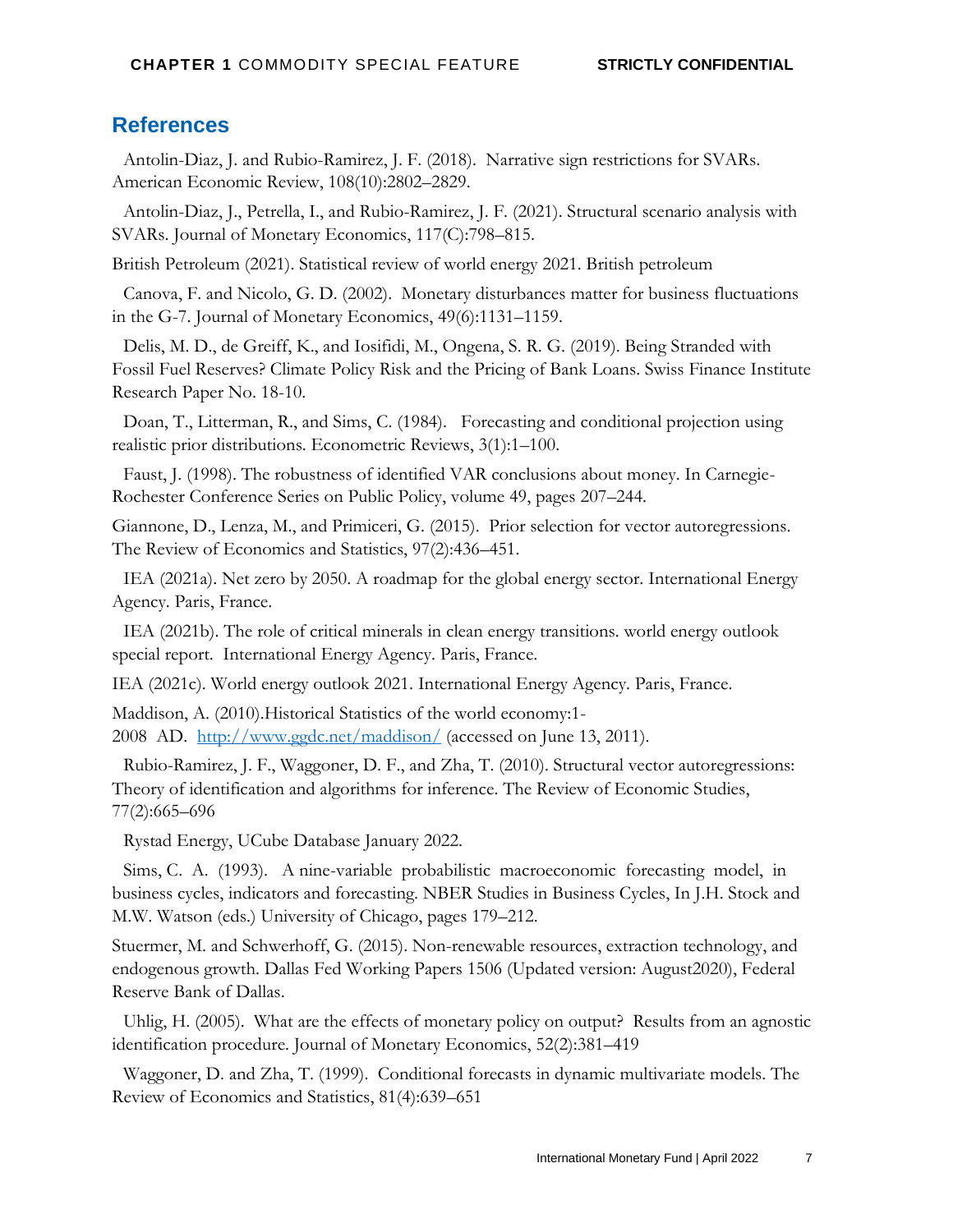## References

Antolin-Diaz, J. and Rubio-Ramirez, J. F. (2018). Narrative sign restrictions for SVARs. American Economic Review, 108(10):2802–2829.

Antolin-Diaz, J., Petrella, I., and Rubio-Ramirez, J. F. (2021). Structural scenario analysis with SVARs. Journal of Monetary Economics, 117(C):798–815.

British Petroleum (2021). Statistical review of world energy 2021. British petroleum

Canova, F. and Nicolo, G. D. (2002). Monetary disturbances matter for business fluctuations in the G-7. Journal of Monetary Economics, 49(6):1131–1159.

Delis, M. D., de Greiff, K., and Iosifidi, M., Ongena, S. R. G. (2019). Being Stranded with Fossil Fuel Reserves? Climate Policy Risk and the Pricing of Bank Loans. Swiss Finance Institute Research Paper No. 18-10.

Doan, T., Litterman, R., and Sims, C. (1984). Forecasting and conditional projection using realistic prior distributions. Econometric Reviews, 3(1):1–100.

Faust, J. (1998). The robustness of identified VAR conclusions about money. In Carnegie-Rochester Conference Series on Public Policy, volume 49, pages 207–244.

Giannone, D., Lenza, M., and Primiceri, G. (2015). Prior selection for vector autoregressions. The Review of Economics and Statistics, 97(2):436–451.

IEA (2021a). Net zero by 2050. A roadmap for the global energy sector. International Energy Agency. Paris, France.

IEA (2021b). The role of critical minerals in clean energy transitions. world energy outlook special report. International Energy Agency. Paris, France.

IEA (2021c). World energy outlook 2021. International Energy Agency. Paris, France.

Maddison, A. (2010).Historical Statistics of the world economy:1-2008 AD. http://www.ggdc.net/maddison/ (accessed on June 13, 2011).

Rubio-Ramirez, J. F., Waggoner, D. F., and Zha, T. (2010). Structural vector autoregressions: Theory of identification and algorithms for inference. The Review of Economic Studies, 77(2):665–696

Rystad Energy, UCube Database January 2022.

Sims, C. A. (1993). A nine-variable probabilistic macroeconomic forecasting model, in business cycles, indicators and forecasting. NBER Studies in Business Cycles, In J.H. Stock and M.W. Watson (eds.) University of Chicago, pages 179–212.

Stuermer, M. and Schwerhoff, G. (2015). Non-renewable resources, extraction technology, and endogenous growth. Dallas Fed Working Papers 1506 (Updated version: August2020), Federal Reserve Bank of Dallas.

Uhlig, H. (2005). What are the effects of monetary policy on output? Results from an agnostic identification procedure. Journal of Monetary Economics, 52(2):381–419

Waggoner, D. and Zha, T. (1999). Conditional forecasts in dynamic multivariate models. The Review of Economics and Statistics, 81(4):639–651